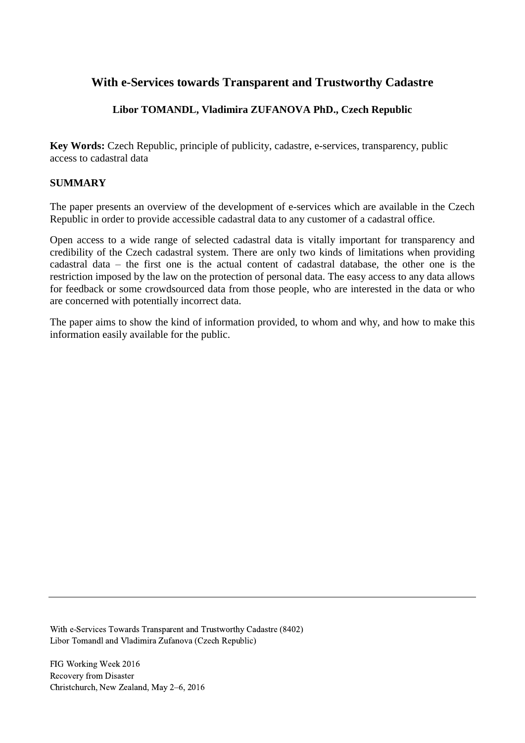# With e-Services towards Transparent and Trustworthy Cadastre

**Libor TOMANDL, Vladimira ZUFANOVA PhD., Czech Republic**

**Key Words:** Czech Republic, principle of publicity, cadastre, e-services, transparency, public access to cadastral data

## SUMMARY

The paper presents an overview of the development of e-services which are available in the Czech Republic in order to provide accessible cadastral data to any customer of a cadastral office.

Open access to a wide range of selected cadastral data is vitally important for transparency and credibility of the Czech cadastral system. There are only two kinds of limitations when providing cadastral data – the first one is the actual content of cadastral database, the other one is the restriction imposed by the law on the protection of personal data. The easy access to any data allows for feedback or some crowdsourced data from those people, who are interested in the data or who are concerned with potentially incorrect data.

The paper aims to show the kind of information provided, to whom and why, and how to make this information easily available for the public.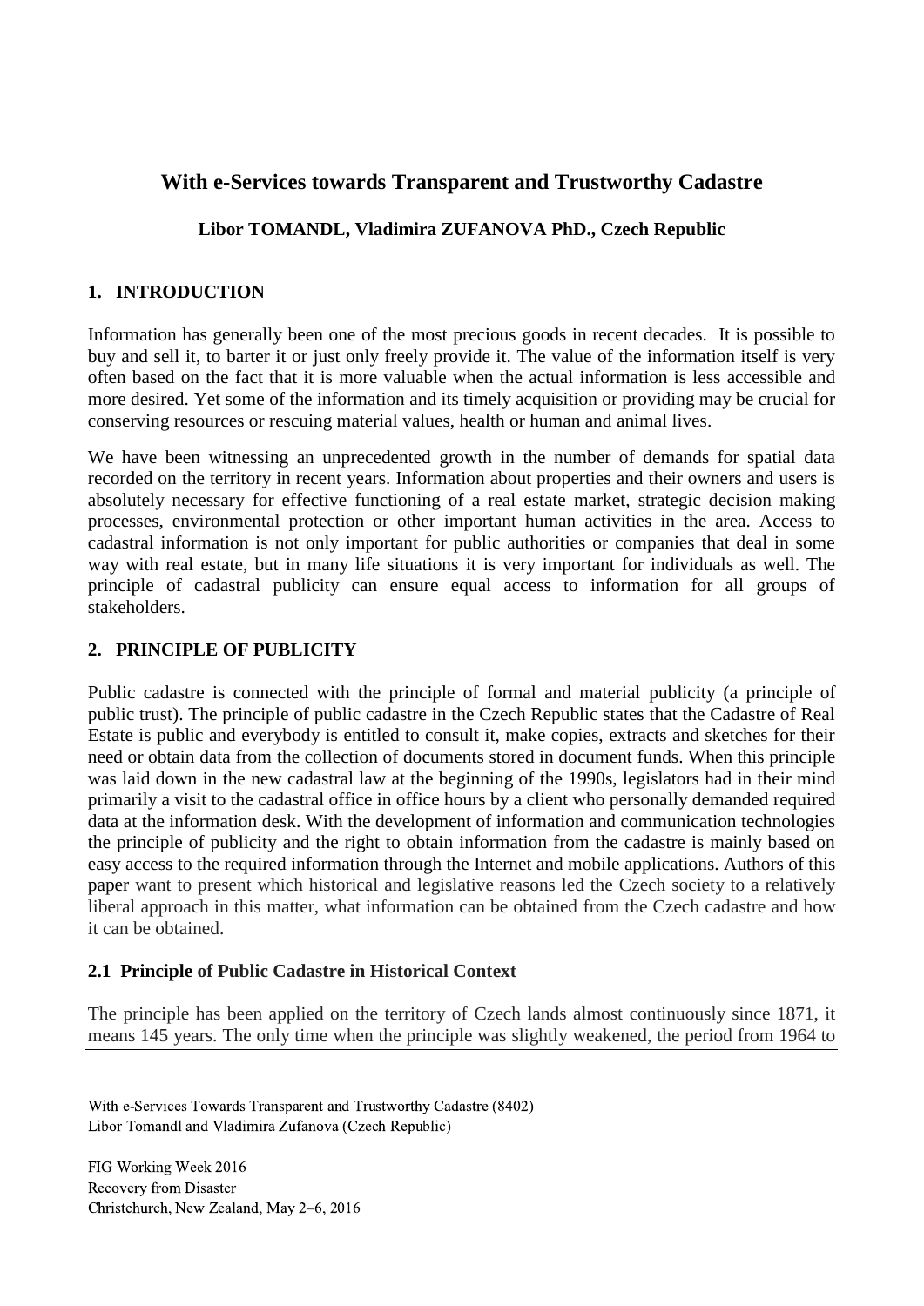# With e-Services towards Transparent and Trustworthy Cadastre

**Libor TOMANDL, Vladimira ZUFANOVA PhD., Czech Republic**

## 1. INTRODUCTION

Information has generally been one of the most precious goods in recent decades. It is possible to buy and sell it, to barter it or just only freely provide it. The value of the information itself is very often based on the fact that it is more valuable when the actual information is less accessible and more desired. Yet some of the information and its timely acquisition or providing may be crucial for conserving resources or rescuing material values, health or human and animal lives.

We have been witnessing an unprecedented growth in the number of demands for spatial data recorded on the territory in recent years. Information about properties and their owners and users is absolutely necessary for effective functioning of a real estate market, strategic decision making processes, environmental protection or other important human activities in the area. Access to cadastral information is not only important for public authorities or companies that deal in some way with real estate, but in many life situations it is very important for individuals as well. The principle of cadastral publicity can ensure equal access to information for all groups of stakeholders.

## 2. PRINCIPLE OF PUBLICITY

Public cadastre is connected with the principle of formal and material publicity (a principle of public trust). The principle of public cadastre in the Czech Republic states that the Cadastre of Real Estate is public and everybody is entitled to consult it, make copies, extracts and sketches for their need or obtain data from the collection of documents stored in document funds. When this principle was laid down in the new cadastral law at the beginning of the 1990s, legislators had in their mind primarily a visit to the cadastral office in office hours by a client who personally demanded required data at the information desk. With the development of information and communication technologies the principle of publicity and the right to obtain information from the cadastre is mainly based on easy access to the required information through the Internet and mobile applications. Authors of this paper want to present which historical and legislative reasons led the Czech society to a relatively liberal approach in this matter, what information can be obtained from the Czech cadastre and how it can be obtained.

### 2.1 Principle of Public Cadastre in Historical Context

The principle has been applied on the territory of Czech lands almost continuously since 1871, it means 145 years. The only time when the principle was slightly weakened, the period from 1964 to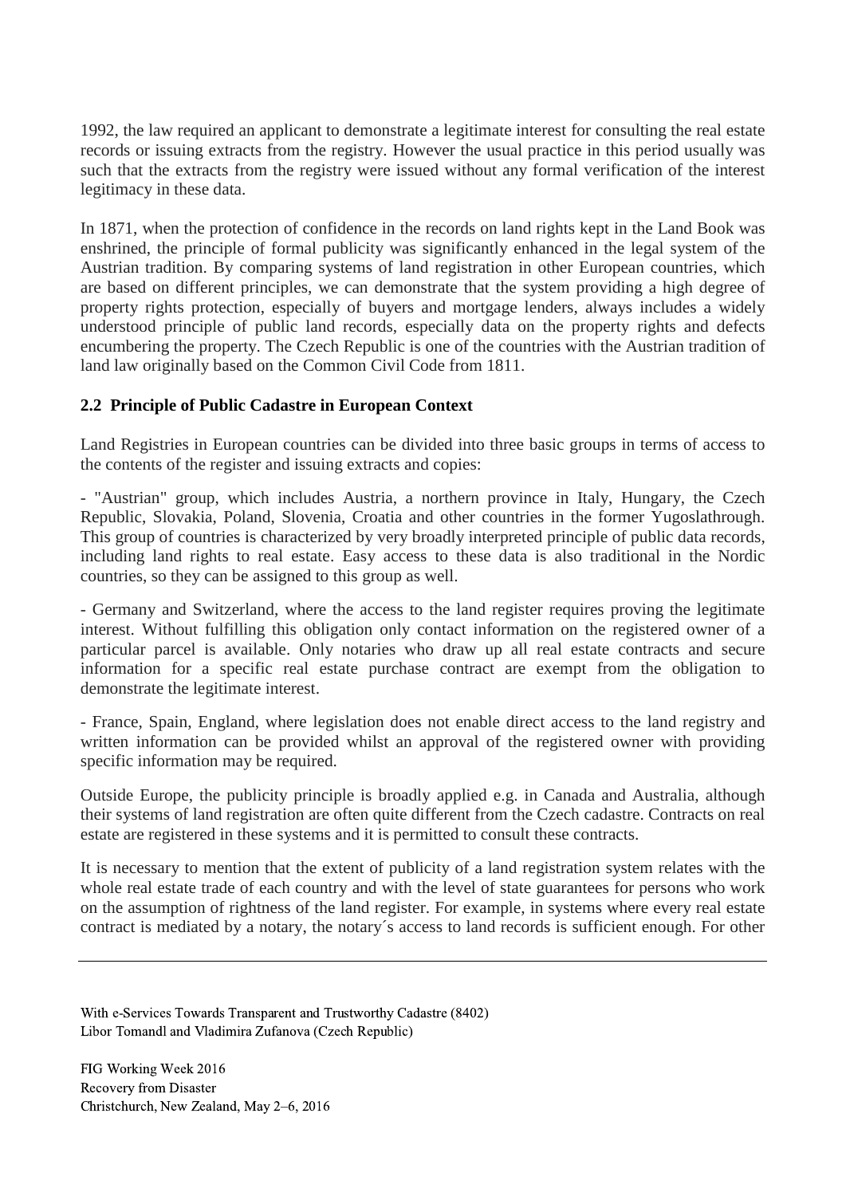1992, the law required an applicant to demonstrate a legitimate interest for consulting the real estate records or issuing extracts from the registry. However the usual practice in this period usually was such that the extracts from the registry were issued without any formal verification of the interest legitimacy in these data.

In 1871, when the protection of confidence in the records on land rights kept in the Land Book was enshrined, the principle of formal publicity was significantly enhanced in the legal system of the Austrian tradition. By comparing systems of land registration in other European countries, which are based on different principles, we can demonstrate that the system providing a high degree of property rights protection, especially of buyers and mortgage lenders, always includes a widely understood principle of public land records, especially data on the property rights and defects encumbering the property. The Czech Republic is one of the countries with the Austrian tradition of land law originally based on the Common Civil Code from 1811.

### 2.2 Principle of Public Cadastre in European Context

Land Registries in European countries can be divided into three basic groups in terms of access to the contents of the register and issuing extracts and copies:

- "Austrian" group, which includes Austria, a northern province in Italy, Hungary, the Czech Republic, Slovakia, Poland, Slovenia, Croatia and other countries in the former Yugoslathrough. This group of countries is characterized by very broadly interpreted principle of public data records, including land rights to real estate. Easy access to these data is also traditional in the Nordic countries, so they can be assigned to this group as well.

- Germany and Switzerland, where the access to the land register requires proving the legitimate interest. Without fulfilling this obligation only contact information on the registered owner of a particular parcel is available. Only notaries who draw up all real estate contracts and secure information for a specific real estate purchase contract are exempt from the obligation to demonstrate the legitimate interest.

- France, Spain, England, where legislation does not enable direct access to the land registry and written information can be provided whilst an approval of the registered owner with providing specific information may be required.

Outside Europe, the publicity principle is broadly applied e.g. in Canada and Australia, although their systems of land registration are often quite different from the Czech cadastre. Contracts on real estate are registered in these systems and it is permitted to consult these contracts.

It is necessary to mention that the extent of publicity of a land registration system relates with the whole real estate trade of each country and with the level of state guarantees for persons who work on the assumption of rightness of the land register. For example, in systems where every real estate contract is mediated by a notary, the notary´s access to land records is sufficient enough. For other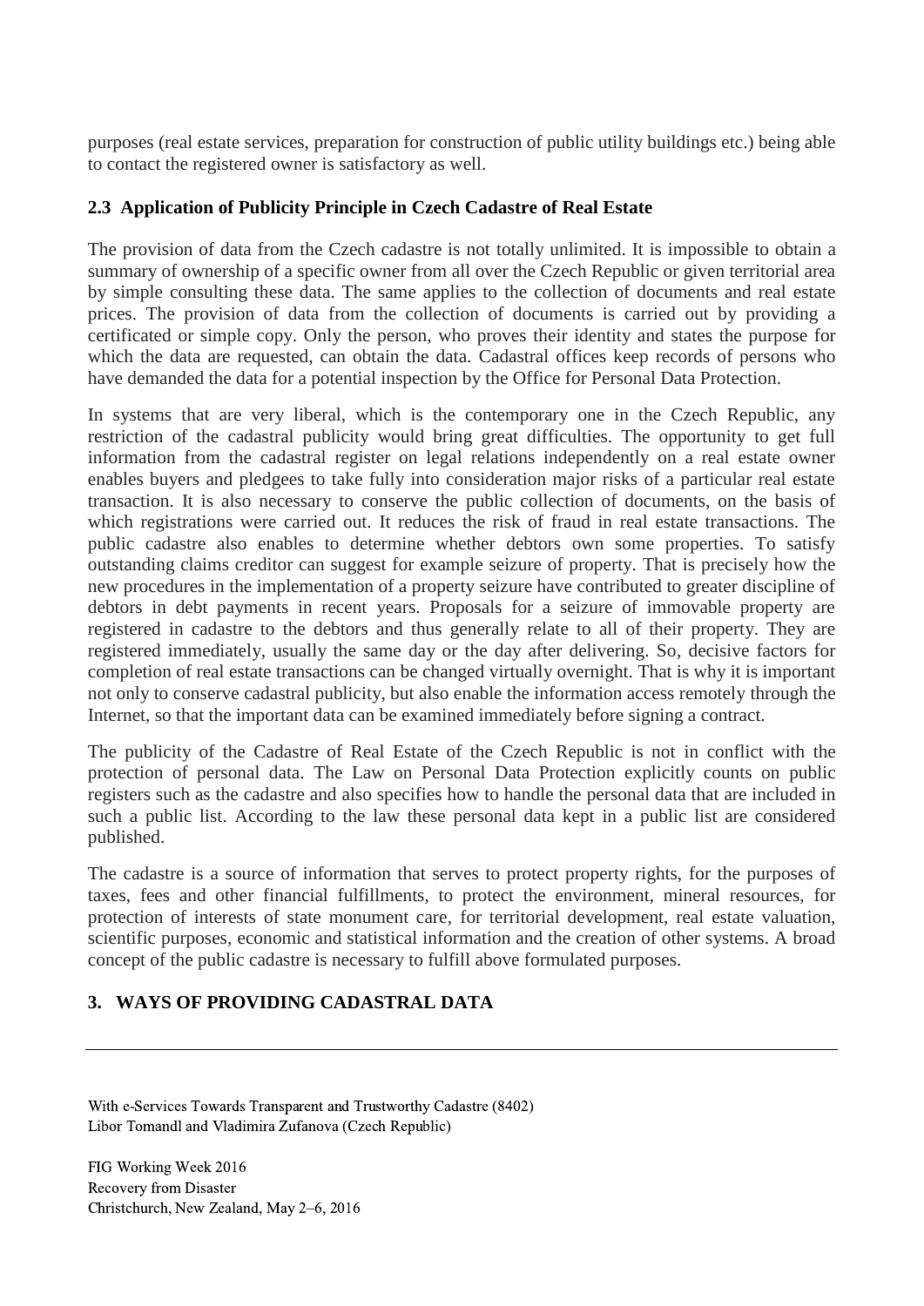purposes (real estate services, preparation for construction of public utility buildings etc.) being able to contact the registered owner is satisfactory as well.

### 2.3 Application of Publicity Principle in Czech Cadastre of Real Estate

The provision of data from the Czech cadastre is not totally unlimited. It is impossible to obtain a summary of ownership of a specific owner from all over the Czech Republic or given territorial area by simple consulting these data. The same applies to the collection of documents and real estate prices. The provision of data from the collection of documents is carried out by providing a certificated or simple copy. Only the person, who proves their identity and states the purpose for which the data are requested, can obtain the data. Cadastral offices keep records of persons who have demanded the data for a potential inspection by the Office for Personal Data Protection.

In systems that are very liberal, which is the contemporary one in the Czech Republic, any restriction of the cadastral publicity would bring great difficulties. The opportunity to get full information from the cadastral register on legal relations independently on a real estate owner enables buyers and pledgees to take fully into consideration major risks of a particular real estate transaction. It is also necessary to conserve the public collection of documents, on the basis of which registrations were carried out. It reduces the risk of fraud in real estate transactions. The public cadastre also enables to determine whether debtors own some properties. To satisfy outstanding claims creditor can suggest for example seizure of property. That is precisely how the new procedures in the implementation of a property seizure have contributed to greater discipline of debtors in debt payments in recent years. Proposals for a seizure of immovable property are registered in cadastre to the debtors and thus generally relate to all of their property. They are registered immediately, usually the same day or the day after delivering. So, decisive factors for completion of real estate transactions can be changed virtually overnight. That is why it is important not only to conserve cadastral publicity, but also enable the information access remotely through the Internet, so that the important data can be examined immediately before signing a contract.

The publicity of the Cadastre of Real Estate of the Czech Republic is not in conflict with the protection of personal data. The Law on Personal Data Protection explicitly counts on public registers such as the cadastre and also specifies how to handle the personal data that are included in such a public list. According to the law these personal data kept in a public list are considered published.

The cadastre is a source of information that serves to protect property rights, for the purposes of taxes, fees and other financial fulfillments, to protect the environment, mineral resources, for protection of interests of state monument care, for territorial development, real estate valuation, scientific purposes, economic and statistical information and the creation of other systems. A broad concept of the public cadastre is necessary to fulfill above formulated purposes.

## 3. WAYS OF PROVIDING CADASTRAL DATA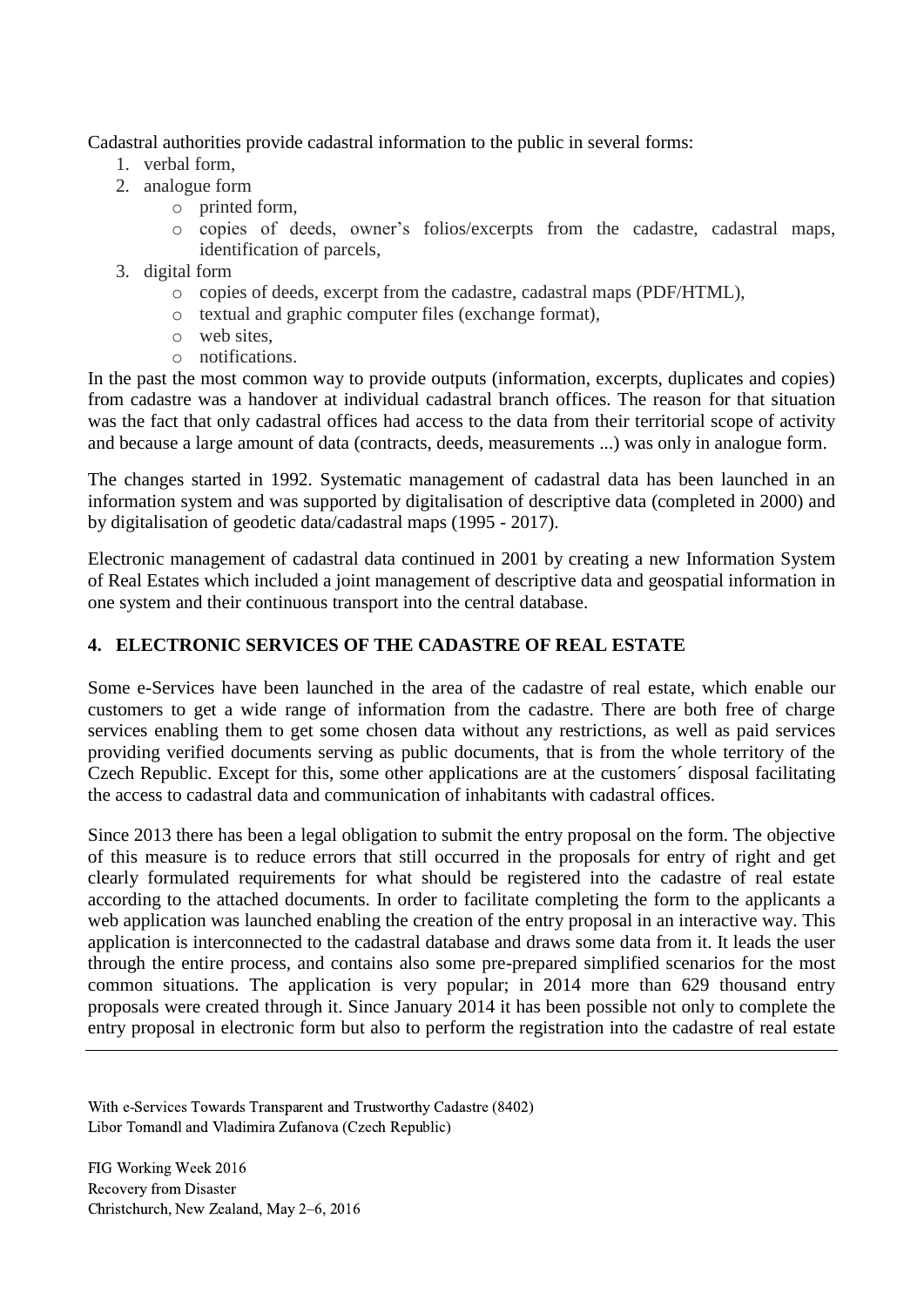Cadastral authorities provide cadastral information to the public in several forms:

1. verbal form,
2. analogue form
    - printed form,
    - copies of deeds, owner's folios/excerpts from the cadastre, cadastral maps, identification of parcels,
3. digital form
    - copies of deeds, excerpt from the cadastre, cadastral maps (PDF/HTML),
    - textual and graphic computer files (exchange format),
    - web sites,
    - notifications.

In the past the most common way to provide outputs (information, excerpts, duplicates and copies) from cadastre was a handover at individual cadastral branch offices. The reason for that situation was the fact that only cadastral offices had access to the data from their territorial scope of activity and because a large amount of data (contracts, deeds, measurements ...) was only in analogue form.

The changes started in 1992. Systematic management of cadastral data has been launched in an information system and was supported by digitalisation of descriptive data (completed in 2000) and by digitalisation of geodetic data/cadastral maps (1995 - 2017).

Electronic management of cadastral data continued in 2001 by creating a new Information System of Real Estates which included a joint management of descriptive data and geospatial information in one system and their continuous transport into the central database.

## 4. ELECTRONIC SERVICES OF THE CADASTRE OF REAL ESTATE

Some e-Services have been launched in the area of the cadastre of real estate, which enable our customers to get a wide range of information from the cadastre. There are both free of charge services enabling them to get some chosen data without any restrictions, as well as paid services providing verified documents serving as public documents, that is from the whole territory of the Czech Republic. Except for this, some other applications are at the customers´ disposal facilitating the access to cadastral data and communication of inhabitants with cadastral offices.

Since 2013 there has been a legal obligation to submit the entry proposal on the form. The objective of this measure is to reduce errors that still occurred in the proposals for entry of right and get clearly formulated requirements for what should be registered into the cadastre of real estate according to the attached documents. In order to facilitate completing the form to the applicants a web application was launched enabling the creation of the entry proposal in an interactive way. This application is interconnected to the cadastral database and draws some data from it. It leads the user through the entire process, and contains also some pre-prepared simplified scenarios for the most common situations. The application is very popular; in 2014 more than 629 thousand entry proposals were created through it. Since January 2014 it has been possible not only to complete the entry proposal in electronic form but also to perform the registration into the cadastre of real estate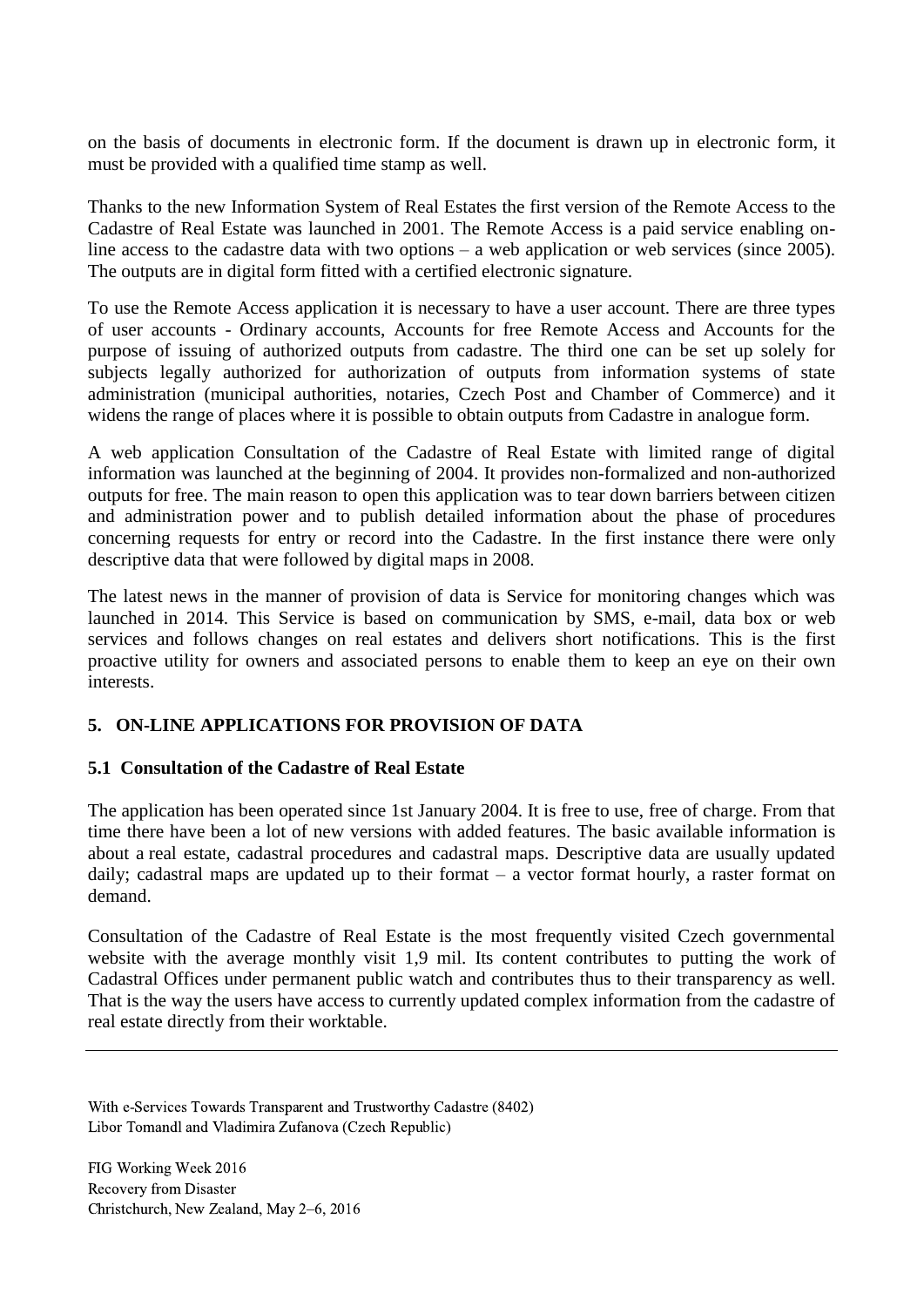on the basis of documents in electronic form. If the document is drawn up in electronic form, it must be provided with a qualified time stamp as well.

Thanks to the new Information System of Real Estates the first version of the Remote Access to the Cadastre of Real Estate was launched in 2001. The Remote Access is a paid service enabling on-line access to the cadastre data with two options – a web application or web services (since 2005). The outputs are in digital form fitted with a certified electronic signature.

To use the Remote Access application it is necessary to have a user account. There are three types of user accounts - Ordinary accounts, Accounts for free Remote Access and Accounts for the purpose of issuing of authorized outputs from cadastre. The third one can be set up solely for subjects legally authorized for authorization of outputs from information systems of state administration (municipal authorities, notaries, Czech Post and Chamber of Commerce) and it widens the range of places where it is possible to obtain outputs from Cadastre in analogue form.

A web application Consultation of the Cadastre of Real Estate with limited range of digital information was launched at the beginning of 2004. It provides non-formalized and non-authorized outputs for free. The main reason to open this application was to tear down barriers between citizen and administration power and to publish detailed information about the phase of procedures concerning requests for entry or record into the Cadastre. In the first instance there were only descriptive data that were followed by digital maps in 2008.

The latest news in the manner of provision of data is Service for monitoring changes which was launched in 2014. This Service is based on communication by SMS, e-mail, data box or web services and follows changes on real estates and delivers short notifications. This is the first proactive utility for owners and associated persons to enable them to keep an eye on their own interests.

## 5. ON-LINE APPLICATIONS FOR PROVISION OF DATA

### 5.1 Consultation of the Cadastre of Real Estate

The application has been operated since 1st January 2004. It is free to use, free of charge. From that time there have been a lot of new versions with added features. The basic available information is about a real estate, cadastral procedures and cadastral maps. Descriptive data are usually updated daily; cadastral maps are updated up to their format – a vector format hourly, a raster format on demand.

Consultation of the Cadastre of Real Estate is the most frequently visited Czech governmental website with the average monthly visit 1,9 mil. Its content contributes to putting the work of Cadastral Offices under permanent public watch and contributes thus to their transparency as well. That is the way the users have access to currently updated complex information from the cadastre of real estate directly from their worktable.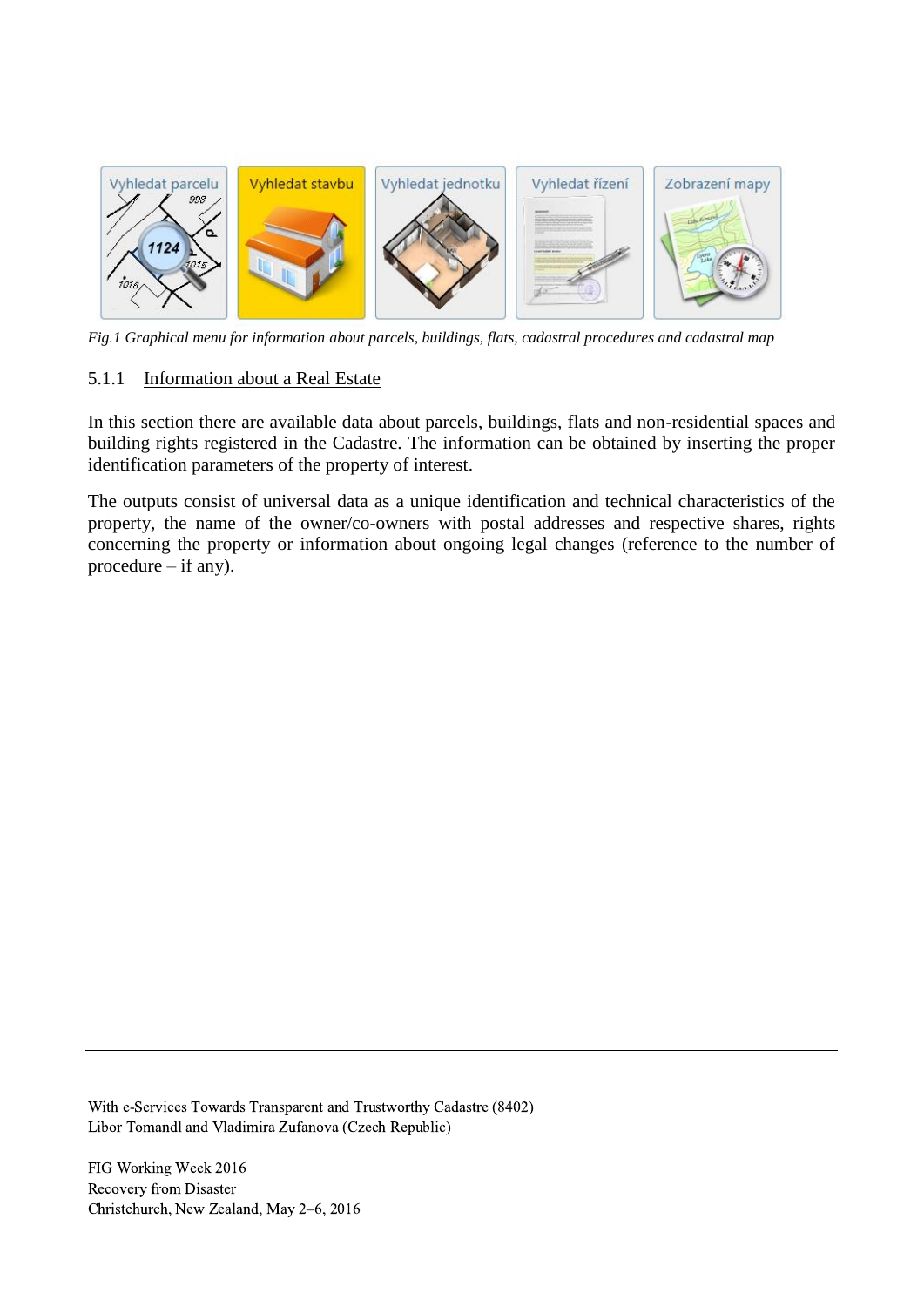*Fig.1 Graphical menu for information about parcels, buildings, flats, cadastral procedures and cadastral map*

### 5.1.1 Information about a Real Estate

In this section there are available data about parcels, buildings, flats and non-residential spaces and building rights registered in the Cadastre. The information can be obtained by inserting the proper identification parameters of the property of interest.

The outputs consist of universal data as a unique identification and technical characteristics of the property, the name of the owner/co-owners with postal addresses and respective shares, rights concerning the property or information about ongoing legal changes (reference to the number of procedure – if any).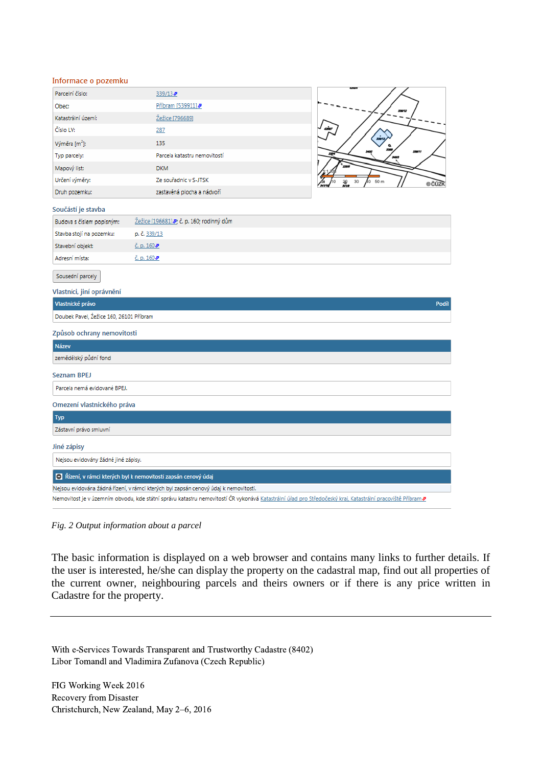**Informace o pozemku**

| | |
|---|---|
| Parcelní číslo: | 339/13 |
| Obec: | Příbram [539911] |
| Katastrální území: | Žežice [796689] |
| Číslo LV: | 287 |
| Výměra [m²]: | 135 |
| Typ parcely: | Parcela katastru nemovitostí |
| Mapový list: | DKM |
| Určení výměry: | Ze souřadnic v S-JTSK |
| Druh pozemku: | zastavěná plocha a nádvoří |

**Součástí je stavba**

| | |
|---|---|
| Budova s číslem popisným: | Žežice [196681]; č. p. 160; rodinný dům |
| Stavba stojí na pozemku: | p. č. 339/13 |
| Stavební objekt: | č. p. 160 |
| Adresní místa: | č. p. 160 |

Sousední parcely

**Vlastníci, jiní oprávnění**

| Vlastnické právo | Podíl |
|---|---|
| Doubek Pavel, Žežice 160, 26101 Příbram | |

**Způsob ochrany nemovitosti**

| Název |
|---|
| zemědělský půdní fond |

**Seznam BPEJ**

Parcela nemá evidované BPEJ.

**Omezení vlastnického práva**

| Typ |
|---|
| Zástavní právo smluvní |

**Jiné zápisy**

Nejsou evidovány žádné jiné zápisy.

**Řízení, v rámci kterých byl k nemovitosti zapsán cenový údaj**

Nejsou evidována žádná řízení, v rámci kterých byl zapsán cenový údaj k nemovitosti.

Nemovitost je v územním obvodu, kde státní správu katastru nemovitostí ČR vykonává Katastrální úřad pro Středočeský kraj, Katastrální pracoviště Příbram

*Fig. 2 Output information about a parcel*

The basic information is displayed on a web browser and contains many links to further details. If the user is interested, he/she can display the property on the cadastral map, find out all properties of the current owner, neighbouring parcels and theirs owners or if there is any price written in Cadastre for the property.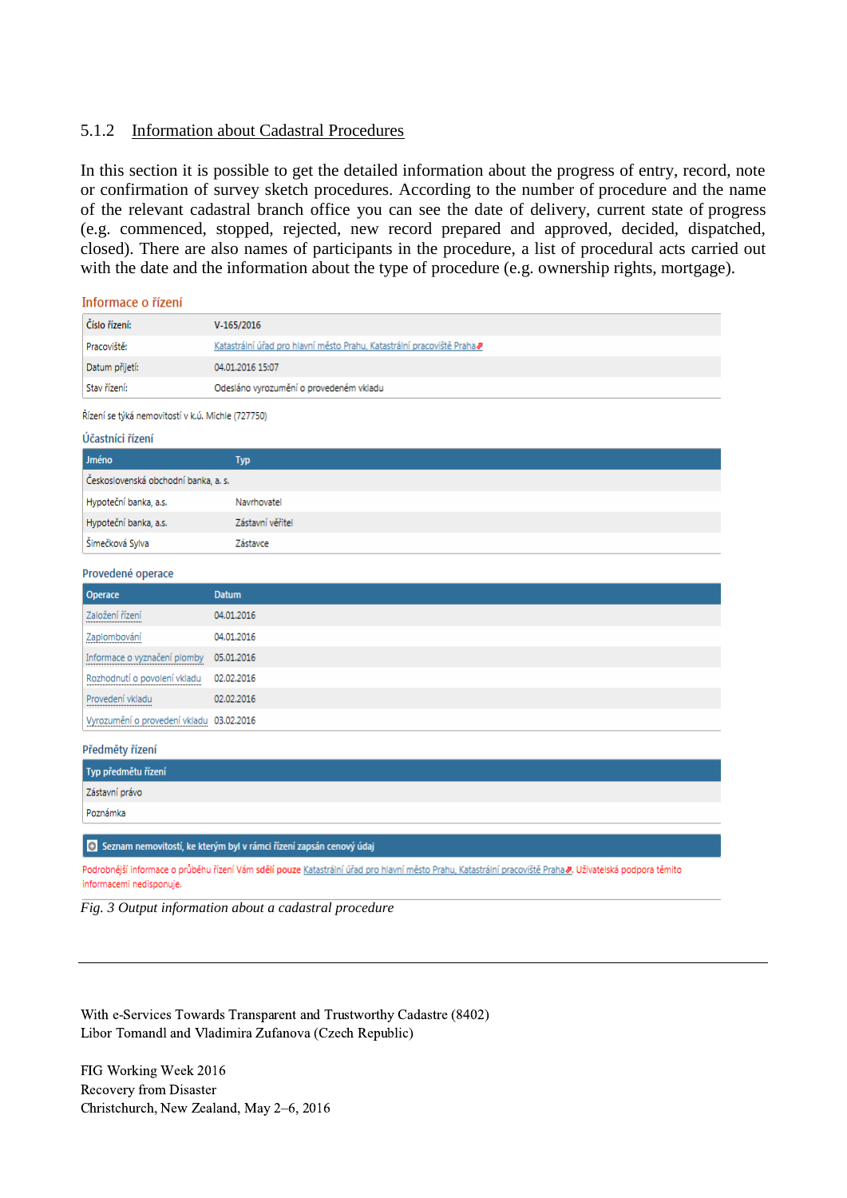### 5.1.2 Information about Cadastral Procedures

In this section it is possible to get the detailed information about the progress of entry, record, note or confirmation of survey sketch procedures. According to the number of procedure and the name of the relevant cadastral branch office you can see the date of delivery, current state of progress (e.g. commenced, stopped, rejected, new record prepared and approved, decided, dispatched, closed). There are also names of participants in the procedure, a list of procedural acts carried out with the date and the information about the type of procedure (e.g. ownership rights, mortgage).

**Informace o řízení**

| | |
|---|---|
| Číslo řízení: | V-165/2016 |
| Pracoviště: | Katastrální úřad pro hlavní město Prahu, Katastrální pracoviště Praha |
| Datum přijetí: | 04.01.2016 15:07 |
| Stav řízení: | Odesláno vyrozumění o provedeném vkladu |

Řízení se týká nemovitostí v k.ú. Michle (727750)

**Účastníci řízení**

| Jméno | Typ |
|---|---|
| Československá obchodní banka, a. s. | |
| Hypoteční banka, a.s. | Navrhovatel |
| Hypoteční banka, a.s. | Zástavní věřitel |
| Šimečková Sylva | Zástavce |

**Provedené operace**

| Operace | Datum |
|---|---|
| Založení řízení | 04.01.2016 |
| Zaplombování | 04.01.2016 |
| Informace o vyznačení plomby | 05.01.2016 |
| Rozhodnutí o povolení vkladu | 02.02.2016 |
| Provedení vkladu | 02.02.2016 |
| Vyrozumění o provedení vkladu | 03.02.2016 |

**Předměty řízení**

| Typ předmětu řízení |
|---|
| Zástavní právo |
| Poznámka |

Seznam nemovitostí, ke kterým byl v rámci řízení zapsán cenový údaj

Podrobnější informace o průběhu řízení Vám **sdělí pouze** Katastrální úřad pro hlavní město Prahu, Katastrální pracoviště Praha. Uživatelská podpora těmito informacemi nedisponuje.

*Fig. 3 Output information about a cadastral procedure*

With e-Services Towards Transparent and Trustworthy Cadastre (8402)
Libor Tomandl and Vladimira Zufanova (Czech Republic)

FIG Working Week 2016
Recovery from Disaster
Christchurch, New Zealand, May 2–6, 2016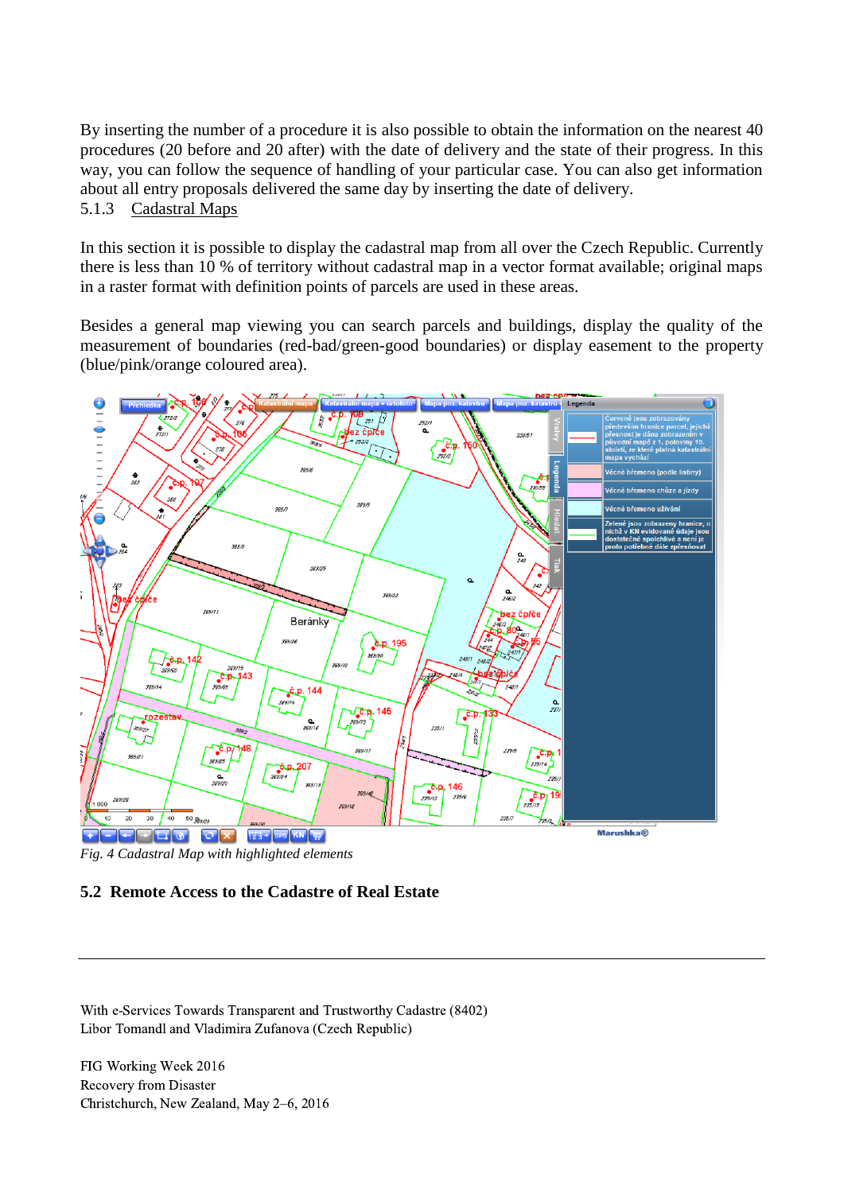By inserting the number of a procedure it is also possible to obtain the information on the nearest 40 procedures (20 before and 20 after) with the date of delivery and the state of their progress. In this way, you can follow the sequence of handling of your particular case. You can also get information about all entry proposals delivered the same day by inserting the date of delivery.

#### 5.1.3 Cadastral Maps

In this section it is possible to display the cadastral map from all over the Czech Republic. Currently there is less than 10 % of territory without cadastral map in a vector format available; original maps in a raster format with definition points of parcels are used in these areas.

Besides a general map viewing you can search parcels and buildings, display the quality of the measurement of boundaries (red-bad/green-good boundaries) or display easement to the property (blue/pink/orange coloured area).

*Fig. 4 Cadastral Map with highlighted elements*

## 5.2 Remote Access to the Cadastre of Real Estate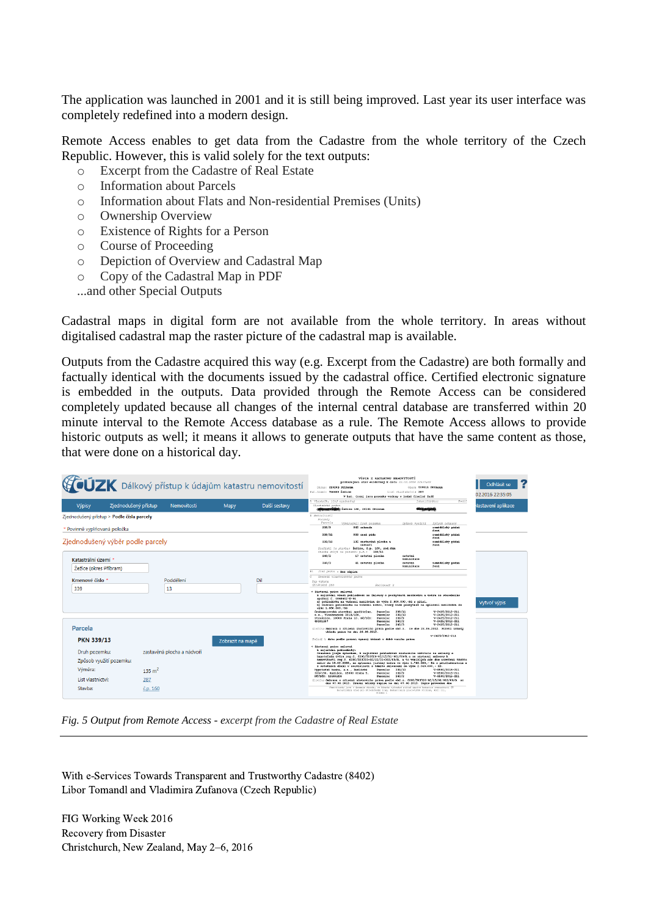The application was launched in 2001 and it is still being improved. Last year its user interface was completely redefined into a modern design.

Remote Access enables to get data from the Cadastre from the whole territory of the Czech Republic. However, this is valid solely for the text outputs:

- Excerpt from the Cadastre of Real Estate
- Information about Parcels
- Information about Flats and Non-residential Premises (Units)
- Ownership Overview
- Existence of Rights for a Person
- Course of Proceeding
- Depiction of Overview and Cadastral Map
- Copy of the Cadastral Map in PDF

...and other Special Outputs

Cadastral maps in digital form are not available from the whole territory. In areas without digitalised cadastral map the raster picture of the cadastral map is available.

Outputs from the Cadastre acquired this way (e.g. Excerpt from the Cadastre) are both formally and factually identical with the documents issued by the cadastral office. Certified electronic signature is embedded in the outputs. Data provided through the Remote Access can be considered completely updated because all changes of the internal central database are transferred within 20 minute interval to the Remote Access database as a rule. The Remote Access allows to provide historic outputs as well; it means it allows to generate outputs that have the same content as those, that were done on a historical day.

*Fig. 5 Output from Remote Access - excerpt from the Cadastre of Real Estate*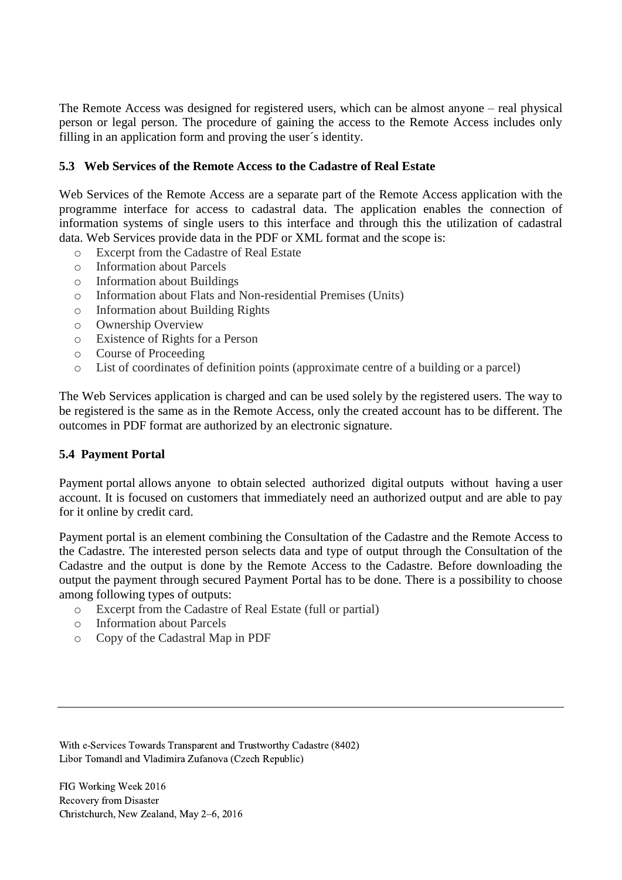The Remote Access was designed for registered users, which can be almost anyone – real physical person or legal person. The procedure of gaining the access to the Remote Access includes only filling in an application form and proving the user´s identity.

### 5.3 Web Services of the Remote Access to the Cadastre of Real Estate

Web Services of the Remote Access are a separate part of the Remote Access application with the programme interface for access to cadastral data. The application enables the connection of information systems of single users to this interface and through this the utilization of cadastral data. Web Services provide data in the PDF or XML format and the scope is:

- Excerpt from the Cadastre of Real Estate
- Information about Parcels
- Information about Buildings
- Information about Flats and Non-residential Premises (Units)
- Information about Building Rights
- Ownership Overview
- Existence of Rights for a Person
- Course of Proceeding
- List of coordinates of definition points (approximate centre of a building or a parcel)

The Web Services application is charged and can be used solely by the registered users. The way to be registered is the same as in the Remote Access, only the created account has to be different. The outcomes in PDF format are authorized by an electronic signature.

### 5.4 Payment Portal

Payment portal allows anyone to obtain selected authorized digital outputs without having a user account. It is focused on customers that immediately need an authorized output and are able to pay for it online by credit card.

Payment portal is an element combining the Consultation of the Cadastre and the Remote Access to the Cadastre. The interested person selects data and type of output through the Consultation of the Cadastre and the output is done by the Remote Access to the Cadastre. Before downloading the output the payment through secured Payment Portal has to be done. There is a possibility to choose among following types of outputs:

- Excerpt from the Cadastre of Real Estate (full or partial)
- Information about Parcels
- Copy of the Cadastral Map in PDF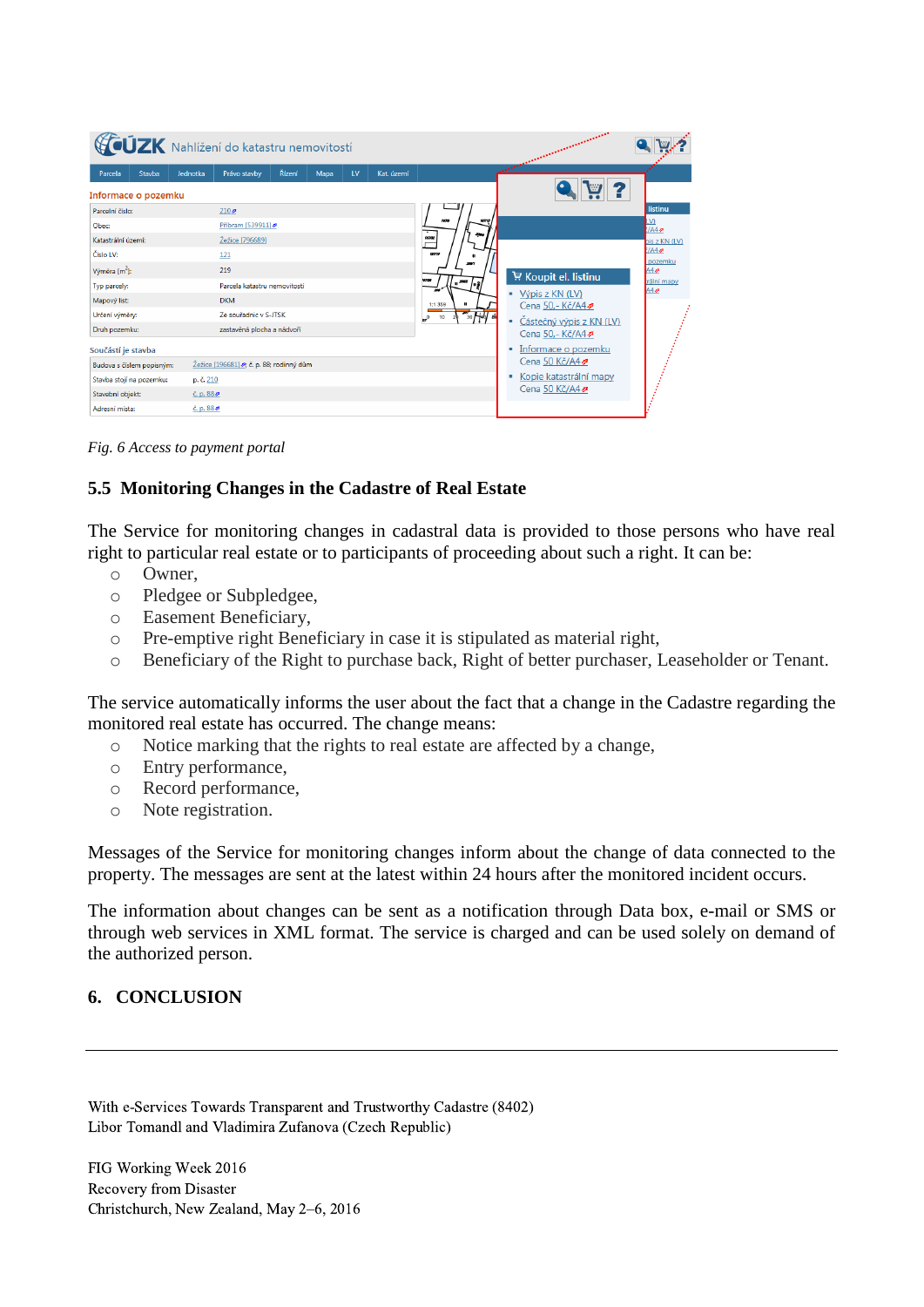*Fig. 6 Access to payment portal*

## 5.5 Monitoring Changes in the Cadastre of Real Estate

The Service for monitoring changes in cadastral data is provided to those persons who have real right to particular real estate or to participants of proceeding about such a right. It can be:

- Owner,
- Pledgee or Subpledgee,
- Easement Beneficiary,
- Pre-emptive right Beneficiary in case it is stipulated as material right,
- Beneficiary of the Right to purchase back, Right of better purchaser, Leaseholder or Tenant.

The service automatically informs the user about the fact that a change in the Cadastre regarding the monitored real estate has occurred. The change means:

- Notice marking that the rights to real estate are affected by a change,
- Entry performance,
- Record performance,
- Note registration.

Messages of the Service for monitoring changes inform about the change of data connected to the property. The messages are sent at the latest within 24 hours after the monitored incident occurs.

The information about changes can be sent as a notification through Data box, e-mail or SMS or through web services in XML format. The service is charged and can be used solely on demand of the authorized person.

# 6. CONCLUSION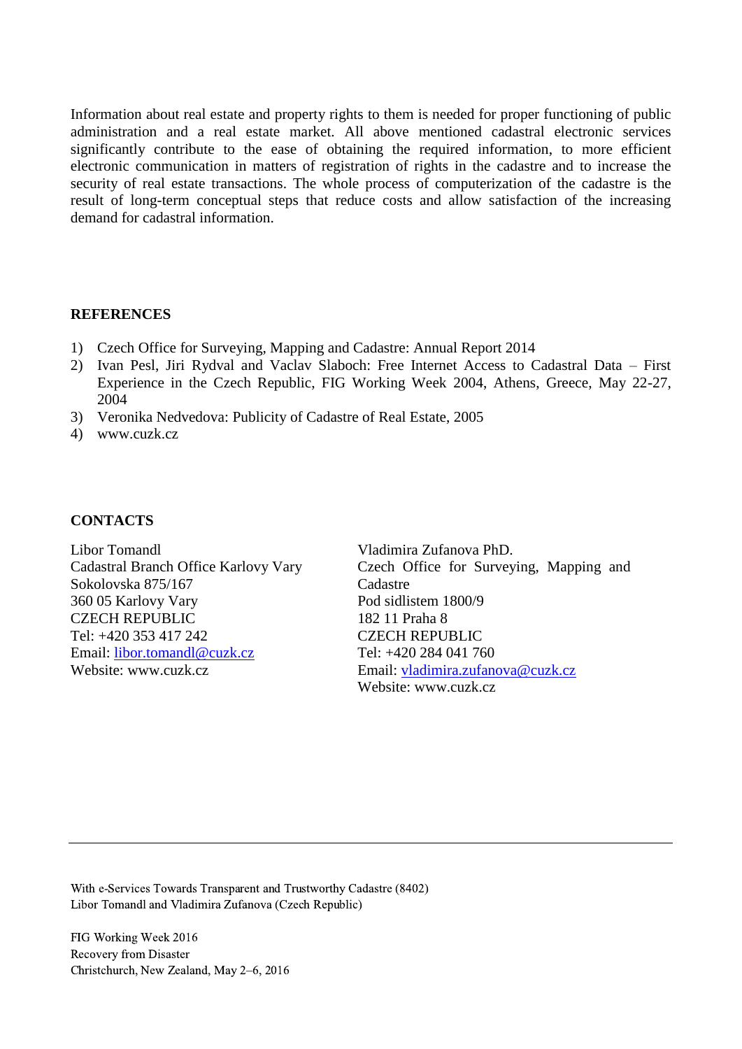Information about real estate and property rights to them is needed for proper functioning of public administration and a real estate market. All above mentioned cadastral electronic services significantly contribute to the ease of obtaining the required information, to more efficient electronic communication in matters of registration of rights in the cadastre and to increase the security of real estate transactions. The whole process of computerization of the cadastre is the result of long-term conceptual steps that reduce costs and allow satisfaction of the increasing demand for cadastral information.

## REFERENCES

1) Czech Office for Surveying, Mapping and Cadastre: Annual Report 2014
2) Ivan Pesl, Jiri Rydval and Vaclav Slaboch: Free Internet Access to Cadastral Data – First Experience in the Czech Republic, FIG Working Week 2004, Athens, Greece, May 22-27, 2004
3) Veronika Nedvedova: Publicity of Cadastre of Real Estate, 2005
4) www.cuzk.cz

## CONTACTS

Libor Tomandl
Cadastral Branch Office Karlovy Vary
Sokolovska 875/167
360 05 Karlovy Vary
CZECH REPUBLIC
Tel: +420 353 417 242
Email: libor.tomandl@cuzk.cz
Website: www.cuzk.cz

Vladimira Zufanova PhD.
Czech Office for Surveying, Mapping and Cadastre
Pod sidlistem 1800/9
182 11 Praha 8
CZECH REPUBLIC
Tel: +420 284 041 760
Email: vladimira.zufanova@cuzk.cz
Website: www.cuzk.cz